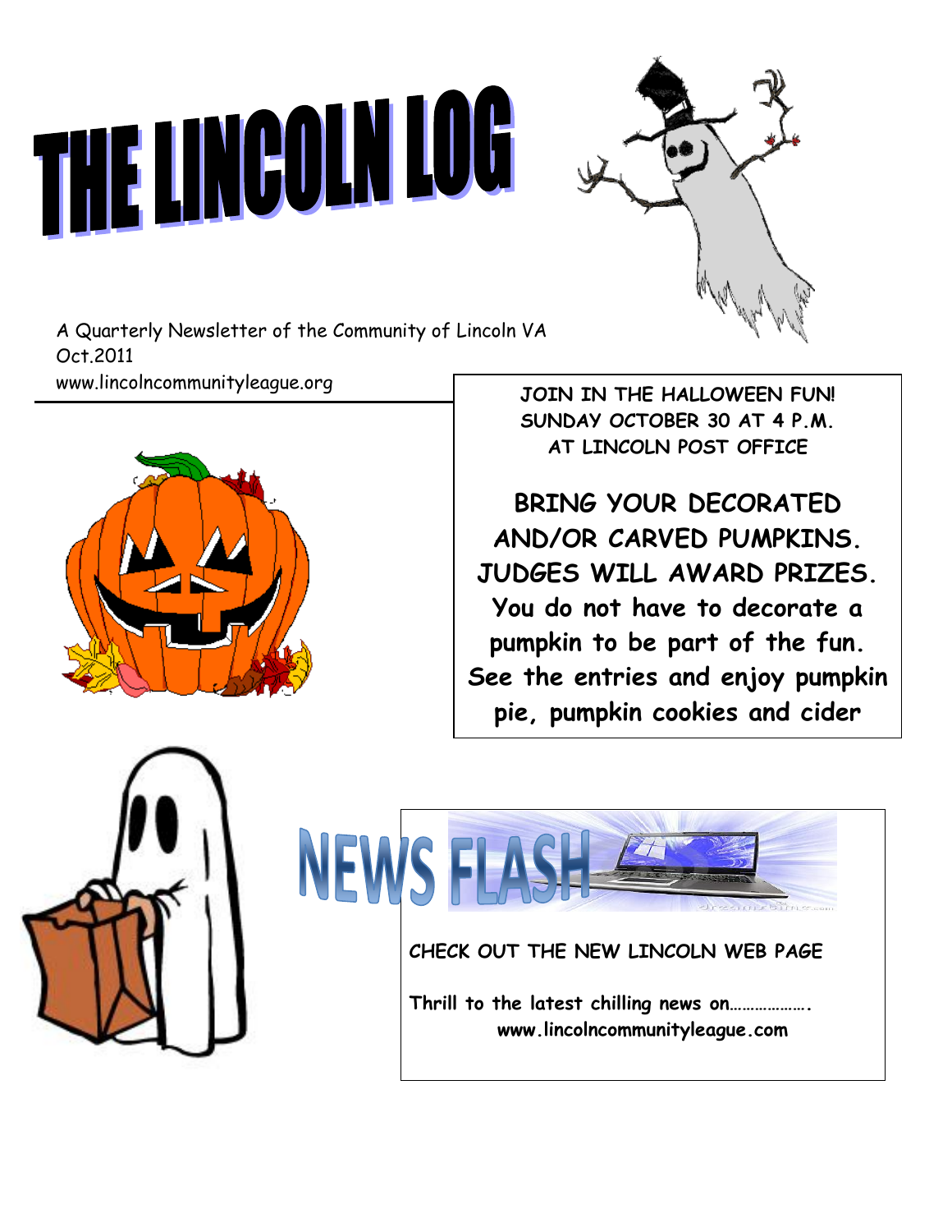# THE LINCOLN LOG

A Quarterly Newsletter of the Community of Lincoln VA
Oct.2011
www.lincolncommunityleague.org

**JOIN IN THE HALLOWEEN FUN!**
**SUNDAY OCTOBER 30 AT 4 P.M.**
**AT LINCOLN POST OFFICE**

**BRING YOUR DECORATED AND/OR CARVED PUMPKINS. JUDGES WILL AWARD PRIZES. You do not have to decorate a pumpkin to be part of the fun. See the entries and enjoy pumpkin pie, pumpkin cookies and cider**

## NEWS FLASH

**CHECK OUT THE NEW LINCOLN WEB PAGE**

**Thrill to the latest chilling news on……………….**
**www.lincolncommunityleague.com**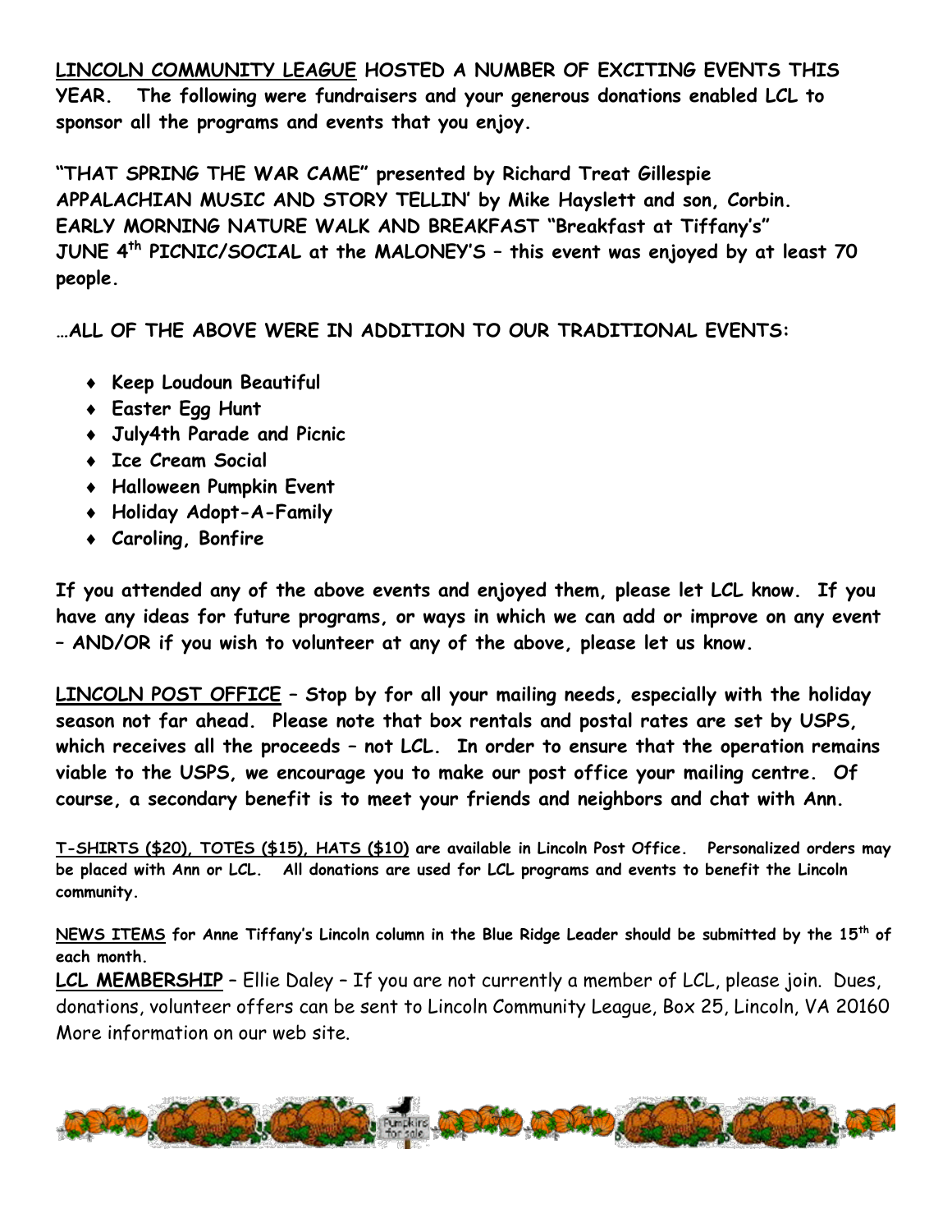**<u>LINCOLN COMMUNITY LEAGUE</u> HOSTED A NUMBER OF EXCITING EVENTS THIS YEAR. The following were fundraisers and your generous donations enabled LCL to sponsor all the programs and events that you enjoy.**

**"THAT SPRING THE WAR CAME" presented by Richard Treat Gillespie**
**APPALACHIAN MUSIC AND STORY TELLIN' by Mike Hayslett and son, Corbin.**
**EARLY MORNING NATURE WALK AND BREAKFAST "Breakfast at Tiffany's"**
**JUNE 4th PICNIC/SOCIAL at the MALONEY'S – this event was enjoyed by at least 70 people.**

**…ALL OF THE ABOVE WERE IN ADDITION TO OUR TRADITIONAL EVENTS:**

- **Keep Loudoun Beautiful**
- **Easter Egg Hunt**
- **July4th Parade and Picnic**
- **Ice Cream Social**
- **Halloween Pumpkin Event**
- **Holiday Adopt-A-Family**
- **Caroling, Bonfire**

**If you attended any of the above events and enjoyed them, please let LCL know. If you have any ideas for future programs, or ways in which we can add or improve on any event – AND/OR if you wish to volunteer at any of the above, please let us know.**

**<u>LINCOLN POST OFFICE</u> – Stop by for all your mailing needs, especially with the holiday season not far ahead. Please note that box rentals and postal rates are set by USPS, which receives all the proceeds – not LCL. In order to ensure that the operation remains viable to the USPS, we encourage you to make our post office your mailing centre. Of course, a secondary benefit is to meet your friends and neighbors and chat with Ann.**

**<u>T-SHIRTS ($20), TOTES ($15), HATS ($10)</u> are available in Lincoln Post Office. Personalized orders may be placed with Ann or LCL. All donations are used for LCL programs and events to benefit the Lincoln community.**

**<u>NEWS ITEMS</u> for Anne Tiffany's Lincoln column in the Blue Ridge Leader should be submitted by the 15th of each month.**

**<u>LCL MEMBERSHIP</u>** – Ellie Daley – If you are not currently a member of LCL, please join. Dues, donations, volunteer offers can be sent to Lincoln Community League, Box 25, Lincoln, VA 20160
More information on our web site.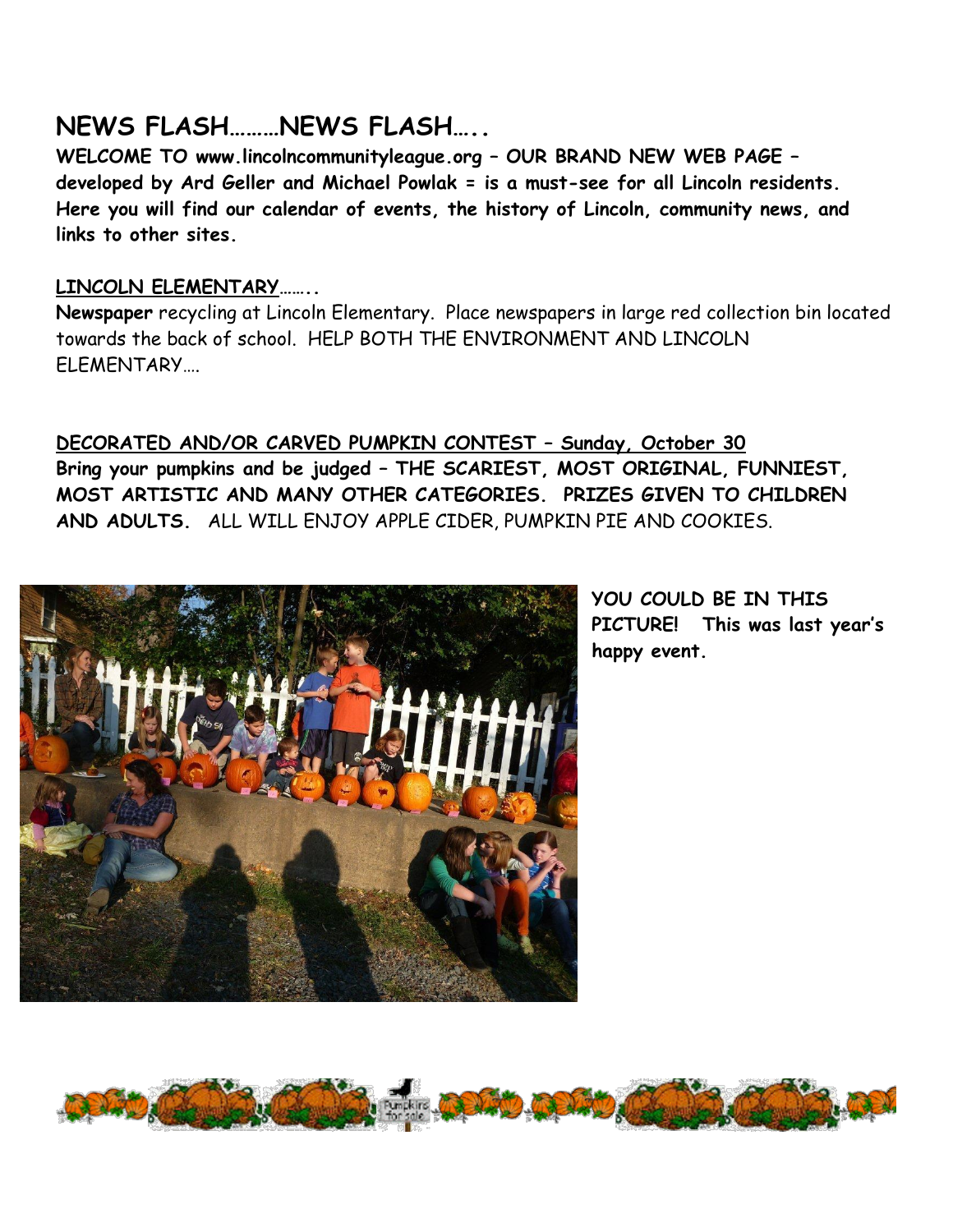## NEWS FLASH………NEWS FLASH…..

**WELCOME TO www.lincolncommunityleague.org – OUR BRAND NEW WEB PAGE – developed by Ard Geller and Michael Powlak = is a must-see for all Lincoln residents. Here you will find our calendar of events, the history of Lincoln, community news, and links to other sites.**

**LINCOLN ELEMENTARY**……..

**Newspaper** recycling at Lincoln Elementary. Place newspapers in large red collection bin located towards the back of school. HELP BOTH THE ENVIRONMENT AND LINCOLN ELEMENTARY….

**DECORATED AND/OR CARVED PUMPKIN CONTEST – Sunday, October 30**

**Bring your pumpkins and be judged – THE SCARIEST, MOST ORIGINAL, FUNNIEST, MOST ARTISTIC AND MANY OTHER CATEGORIES. PRIZES GIVEN TO CHILDREN AND ADULTS.** ALL WILL ENJOY APPLE CIDER, PUMPKIN PIE AND COOKIES.

**YOU COULD BE IN THIS PICTURE! This was last year's happy event.**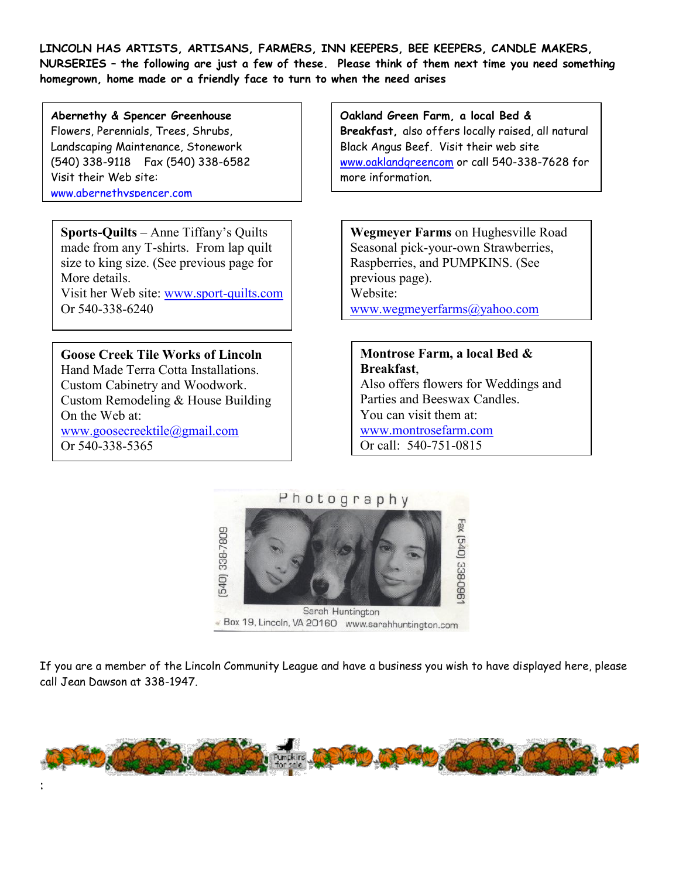**LINCOLN HAS ARTISTS, ARTISANS, FARMERS, INN KEEPERS, BEE KEEPERS, CANDLE MAKERS, NURSERIES – the following are just a few of these. Please think of them next time you need something homegrown, home made or a friendly face to turn to when the need arises**

**Abernethy & Spencer Greenhouse**
Flowers, Perennials, Trees, Shrubs,
Landscaping Maintenance, Stonework
(540) 338-9118 Fax (540) 338-6582
Visit their Web site:
www.abernethyspencer.com

**Oakland Green Farm, a local Bed & Breakfast,** also offers locally raised, all natural Black Angus Beef. Visit their web site www.oaklandgreencom or call 540-338-7628 for more information.

**Sports-Quilts** – Anne Tiffany's Quilts made from any T-shirts. From lap quilt size to king size. (See previous page for More details.
Visit her Web site: www.sport-quilts.com
Or 540-338-6240

**Wegmeyer Farms** on Hughesville Road
Seasonal pick-your-own Strawberries, Raspberries, and PUMPKINS. (See previous page).
Website:
www.wegmeyerfarms@yahoo.com

**Goose Creek Tile Works of Lincoln**
Hand Made Terra Cotta Installations.
Custom Cabinetry and Woodwork.
Custom Remodeling & House Building
On the Web at:
www.goosecreektile@gmail.com
Or 540-338-5365

**Montrose Farm, a local Bed & Breakfast,**
Also offers flowers for Weddings and Parties and Beeswax Candles.
You can visit them at:
www.montrosefarm.com
Or call: 540-751-0815

Photography
(540) 338-7809
Fax (540) 338-0961
Sarah Huntington
Box 19, Lincoln, VA 20160 www.sarahhuntington.com

If you are a member of the Lincoln Community League and have a business you wish to have displayed here, please call Jean Dawson at 338-1947.